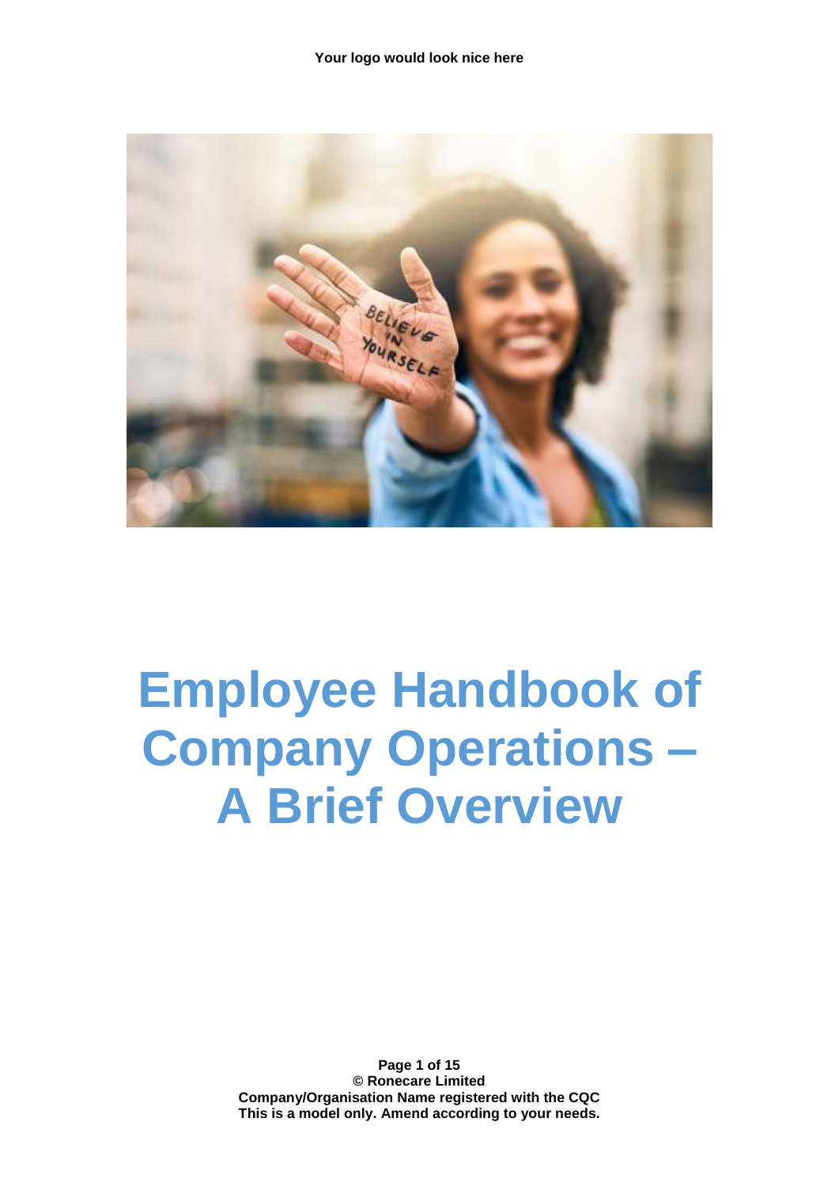Your logo would look nice here

# Employee Handbook of Company Operations – A Brief Overview

**© Ronecare Limited**
**Company/Organisation Name registered with the CQC**
**This is a model only. Amend according to your needs.**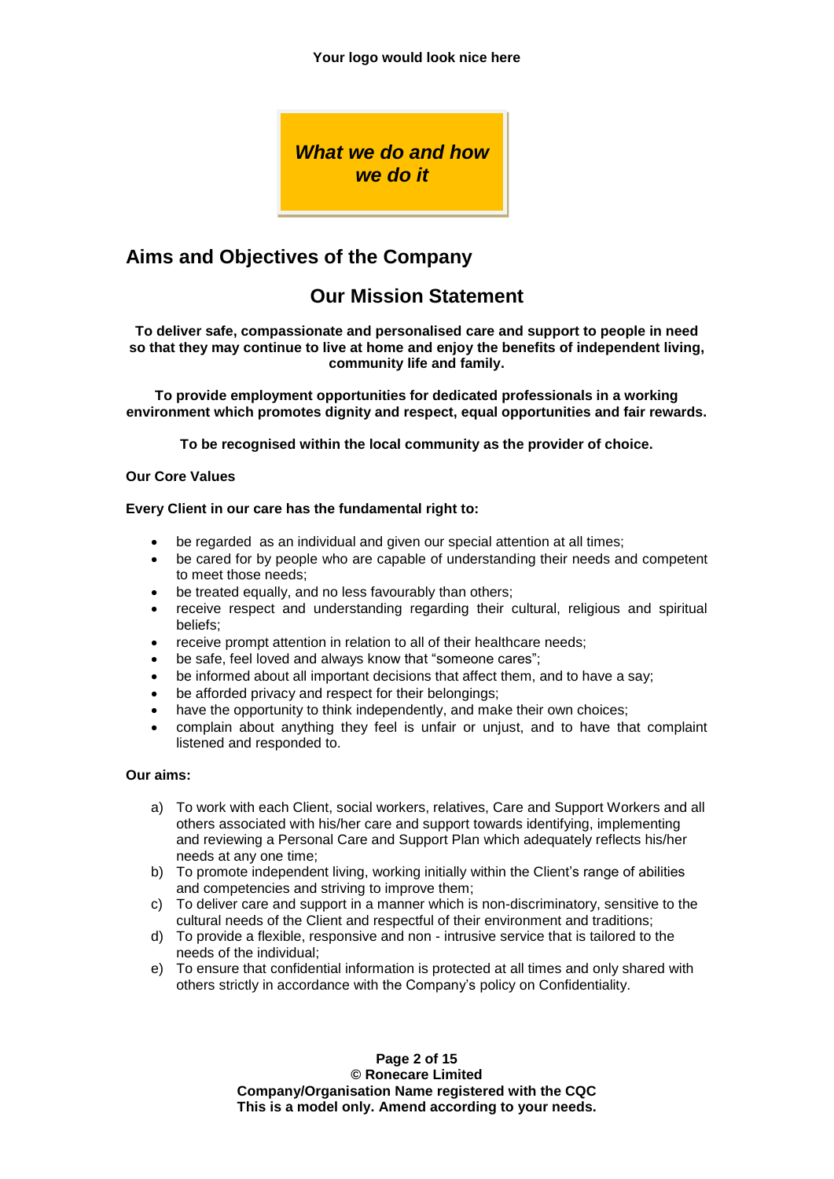**Your logo would look nice here**

***What we do and how we do it***

## Aims and Objectives of the Company

## Our Mission Statement

**To deliver safe, compassionate and personalised care and support to people in need so that they may continue to live at home and enjoy the benefits of independent living, community life and family.**

**To provide employment opportunities for dedicated professionals in a working environment which promotes dignity and respect, equal opportunities and fair rewards.**

**To be recognised within the local community as the provider of choice.**

**Our Core Values**

**Every Client in our care has the fundamental right to:**

- be regarded as an individual and given our special attention at all times;
- be cared for by people who are capable of understanding their needs and competent to meet those needs;
- be treated equally, and no less favourably than others;
- receive respect and understanding regarding their cultural, religious and spiritual beliefs;
- receive prompt attention in relation to all of their healthcare needs;
- be safe, feel loved and always know that "someone cares";
- be informed about all important decisions that affect them, and to have a say;
- be afforded privacy and respect for their belongings;
- have the opportunity to think independently, and make their own choices;
- complain about anything they feel is unfair or unjust, and to have that complaint listened and responded to.

**Our aims:**

a) To work with each Client, social workers, relatives, Care and Support Workers and all others associated with his/her care and support towards identifying, implementing and reviewing a Personal Care and Support Plan which adequately reflects his/her needs at any one time;
b) To promote independent living, working initially within the Client's range of abilities and competencies and striving to improve them;
c) To deliver care and support in a manner which is non-discriminatory, sensitive to the cultural needs of the Client and respectful of their environment and traditions;
d) To provide a flexible, responsive and non - intrusive service that is tailored to the needs of the individual;
e) To ensure that confidential information is protected at all times and only shared with others strictly in accordance with the Company's policy on Confidentiality.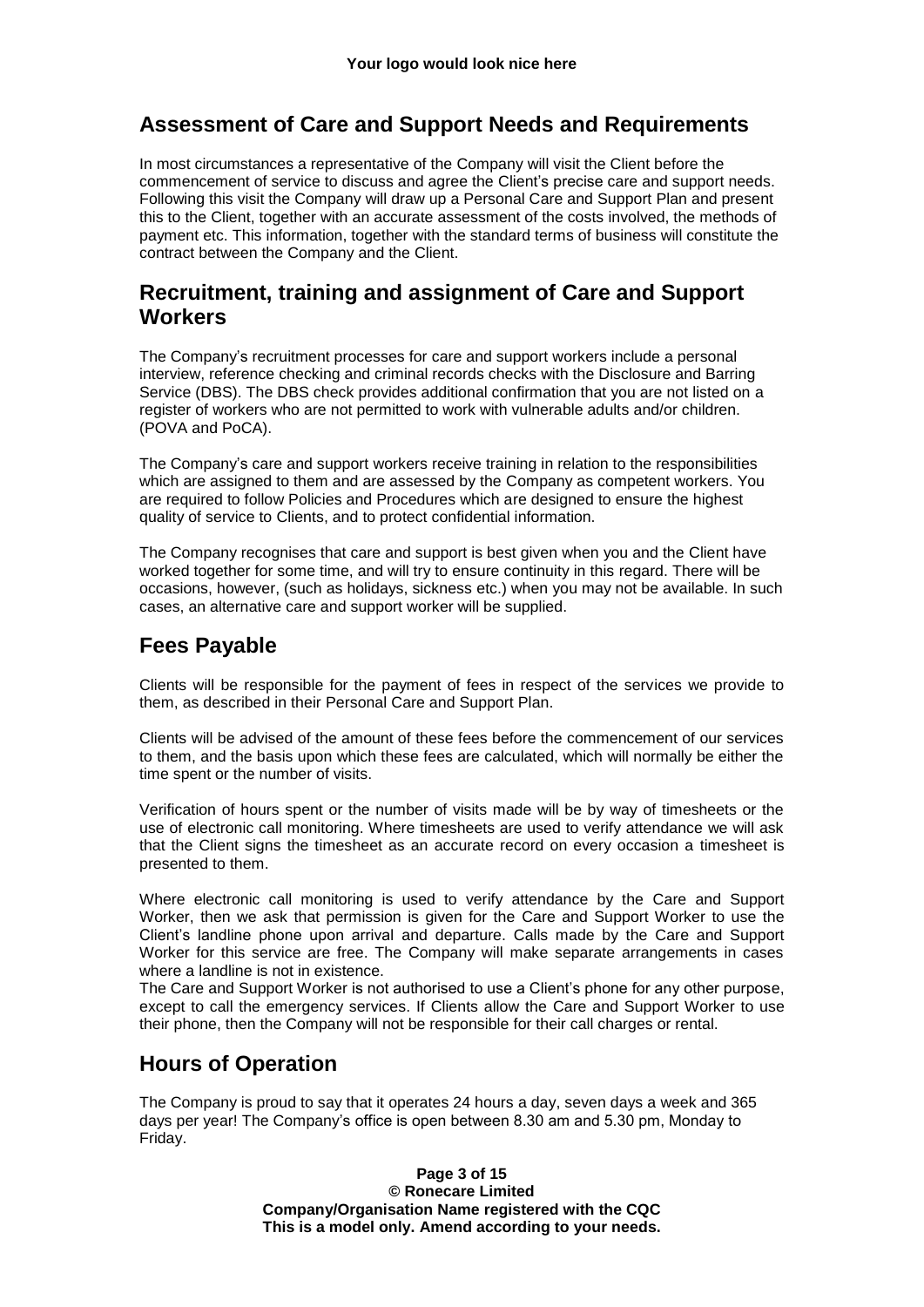## Assessment of Care and Support Needs and Requirements

In most circumstances a representative of the Company will visit the Client before the commencement of service to discuss and agree the Client's precise care and support needs. Following this visit the Company will draw up a Personal Care and Support Plan and present this to the Client, together with an accurate assessment of the costs involved, the methods of payment etc. This information, together with the standard terms of business will constitute the contract between the Company and the Client.

## Recruitment, training and assignment of Care and Support Workers

The Company's recruitment processes for care and support workers include a personal interview, reference checking and criminal records checks with the Disclosure and Barring Service (DBS). The DBS check provides additional confirmation that you are not listed on a register of workers who are not permitted to work with vulnerable adults and/or children. (POVA and PoCA).

The Company's care and support workers receive training in relation to the responsibilities which are assigned to them and are assessed by the Company as competent workers. You are required to follow Policies and Procedures which are designed to ensure the highest quality of service to Clients, and to protect confidential information.

The Company recognises that care and support is best given when you and the Client have worked together for some time, and will try to ensure continuity in this regard. There will be occasions, however, (such as holidays, sickness etc.) when you may not be available. In such cases, an alternative care and support worker will be supplied.

## Fees Payable

Clients will be responsible for the payment of fees in respect of the services we provide to them, as described in their Personal Care and Support Plan.

Clients will be advised of the amount of these fees before the commencement of our services to them, and the basis upon which these fees are calculated, which will normally be either the time spent or the number of visits.

Verification of hours spent or the number of visits made will be by way of timesheets or the use of electronic call monitoring. Where timesheets are used to verify attendance we will ask that the Client signs the timesheet as an accurate record on every occasion a timesheet is presented to them.

Where electronic call monitoring is used to verify attendance by the Care and Support Worker, then we ask that permission is given for the Care and Support Worker to use the Client's landline phone upon arrival and departure. Calls made by the Care and Support Worker for this service are free. The Company will make separate arrangements in cases where a landline is not in existence.

The Care and Support Worker is not authorised to use a Client's phone for any other purpose, except to call the emergency services. If Clients allow the Care and Support Worker to use their phone, then the Company will not be responsible for their call charges or rental.

## Hours of Operation

The Company is proud to say that it operates 24 hours a day, seven days a week and 365 days per year! The Company's office is open between 8.30 am and 5.30 pm, Monday to Friday.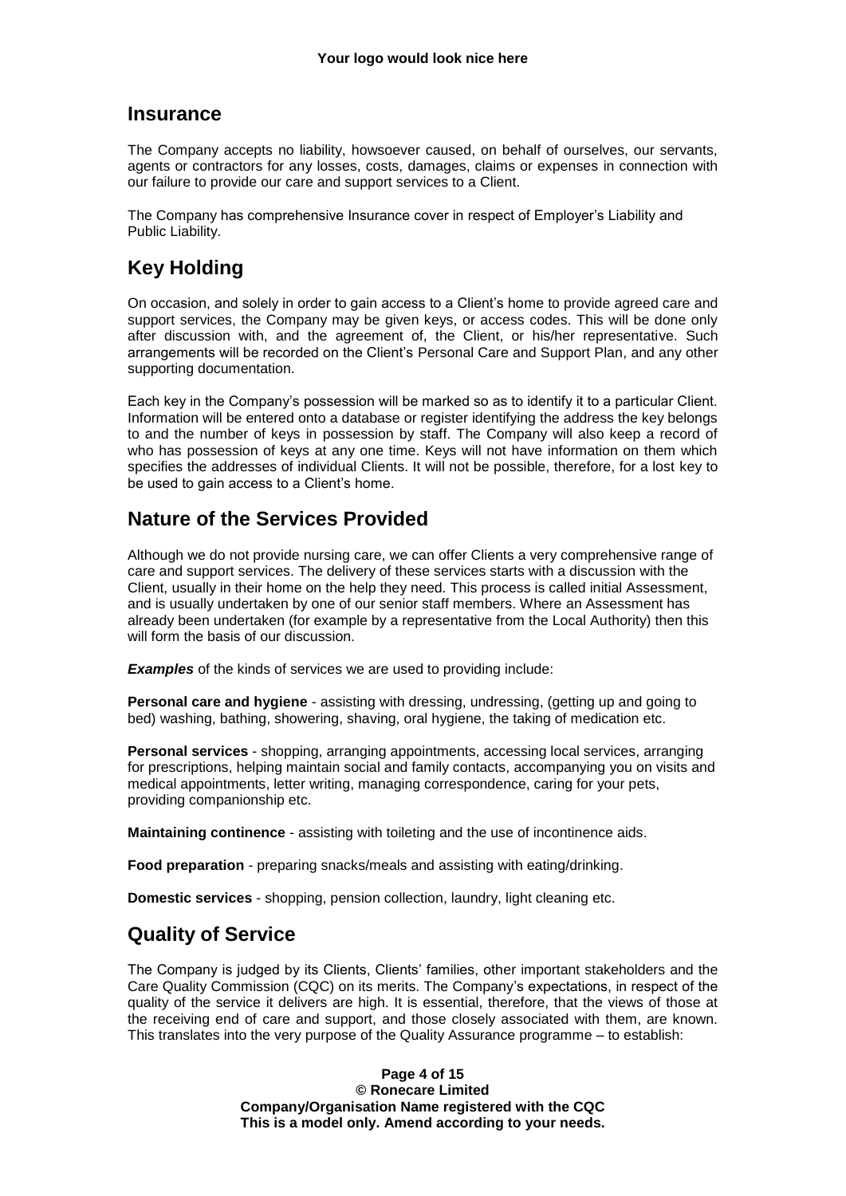## Insurance

The Company accepts no liability, howsoever caused, on behalf of ourselves, our servants, agents or contractors for any losses, costs, damages, claims or expenses in connection with our failure to provide our care and support services to a Client.

The Company has comprehensive Insurance cover in respect of Employer's Liability and Public Liability.

## Key Holding

On occasion, and solely in order to gain access to a Client's home to provide agreed care and support services, the Company may be given keys, or access codes. This will be done only after discussion with, and the agreement of, the Client, or his/her representative. Such arrangements will be recorded on the Client's Personal Care and Support Plan, and any other supporting documentation.

Each key in the Company's possession will be marked so as to identify it to a particular Client. Information will be entered onto a database or register identifying the address the key belongs to and the number of keys in possession by staff. The Company will also keep a record of who has possession of keys at any one time. Keys will not have information on them which specifies the addresses of individual Clients. It will not be possible, therefore, for a lost key to be used to gain access to a Client's home.

## Nature of the Services Provided

Although we do not provide nursing care, we can offer Clients a very comprehensive range of care and support services. The delivery of these services starts with a discussion with the Client, usually in their home on the help they need. This process is called initial Assessment, and is usually undertaken by one of our senior staff members. Where an Assessment has already been undertaken (for example by a representative from the Local Authority) then this will form the basis of our discussion.

***Examples*** of the kinds of services we are used to providing include:

**Personal care and hygiene** - assisting with dressing, undressing, (getting up and going to bed) washing, bathing, showering, shaving, oral hygiene, the taking of medication etc.

**Personal services** - shopping, arranging appointments, accessing local services, arranging for prescriptions, helping maintain social and family contacts, accompanying you on visits and medical appointments, letter writing, managing correspondence, caring for your pets, providing companionship etc.

**Maintaining continence** - assisting with toileting and the use of incontinence aids.

**Food preparation** - preparing snacks/meals and assisting with eating/drinking.

**Domestic services** - shopping, pension collection, laundry, light cleaning etc.

## Quality of Service

The Company is judged by its Clients, Clients' families, other important stakeholders and the Care Quality Commission (CQC) on its merits. The Company's expectations, in respect of the quality of the service it delivers are high. It is essential, therefore, that the views of those at the receiving end of care and support, and those closely associated with them, are known. This translates into the very purpose of the Quality Assurance programme – to establish: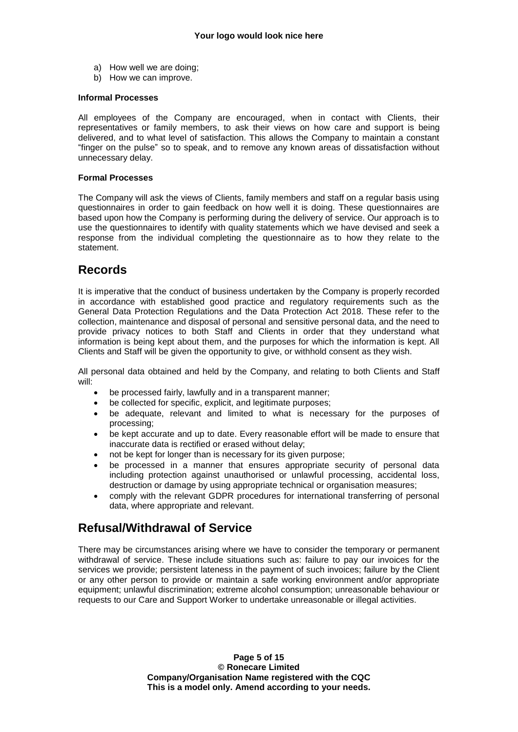a) How well we are doing;
b) How we can improve.

**Informal Processes**

All employees of the Company are encouraged, when in contact with Clients, their representatives or family members, to ask their views on how care and support is being delivered, and to what level of satisfaction. This allows the Company to maintain a constant "finger on the pulse" so to speak, and to remove any known areas of dissatisfaction without unnecessary delay.

**Formal Processes**

The Company will ask the views of Clients, family members and staff on a regular basis using questionnaires in order to gain feedback on how well it is doing. These questionnaires are based upon how the Company is performing during the delivery of service. Our approach is to use the questionnaires to identify with quality statements which we have devised and seek a response from the individual completing the questionnaire as to how they relate to the statement.

## Records

It is imperative that the conduct of business undertaken by the Company is properly recorded in accordance with established good practice and regulatory requirements such as the General Data Protection Regulations and the Data Protection Act 2018. These refer to the collection, maintenance and disposal of personal and sensitive personal data, and the need to provide privacy notices to both Staff and Clients in order that they understand what information is being kept about them, and the purposes for which the information is kept. All Clients and Staff will be given the opportunity to give, or withhold consent as they wish.

All personal data obtained and held by the Company, and relating to both Clients and Staff will:

- be processed fairly, lawfully and in a transparent manner;
- be collected for specific, explicit, and legitimate purposes;
- be adequate, relevant and limited to what is necessary for the purposes of processing;
- be kept accurate and up to date. Every reasonable effort will be made to ensure that inaccurate data is rectified or erased without delay;
- not be kept for longer than is necessary for its given purpose;
- be processed in a manner that ensures appropriate security of personal data including protection against unauthorised or unlawful processing, accidental loss, destruction or damage by using appropriate technical or organisation measures;
- comply with the relevant GDPR procedures for international transferring of personal data, where appropriate and relevant.

## Refusal/Withdrawal of Service

There may be circumstances arising where we have to consider the temporary or permanent withdrawal of service. These include situations such as: failure to pay our invoices for the services we provide; persistent lateness in the payment of such invoices; failure by the Client or any other person to provide or maintain a safe working environment and/or appropriate equipment; unlawful discrimination; extreme alcohol consumption; unreasonable behaviour or requests to our Care and Support Worker to undertake unreasonable or illegal activities.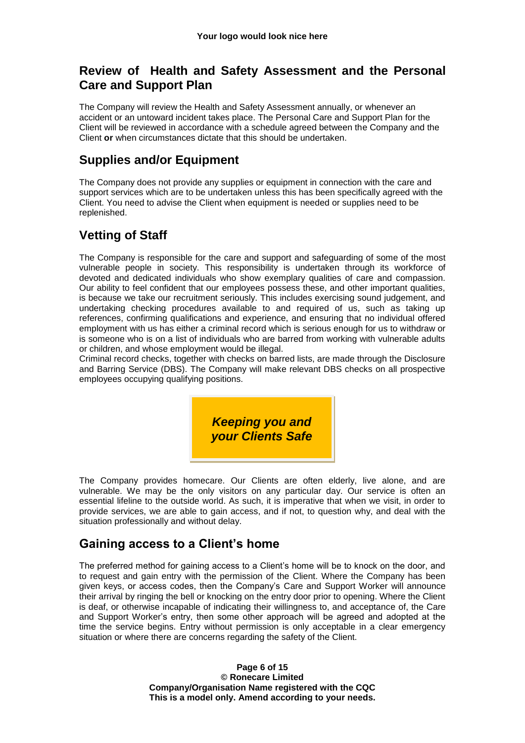## Review of Health and Safety Assessment and the Personal Care and Support Plan

The Company will review the Health and Safety Assessment annually, or whenever an accident or an untoward incident takes place. The Personal Care and Support Plan for the Client will be reviewed in accordance with a schedule agreed between the Company and the Client **or** when circumstances dictate that this should be undertaken.

## Supplies and/or Equipment

The Company does not provide any supplies or equipment in connection with the care and support services which are to be undertaken unless this has been specifically agreed with the Client. You need to advise the Client when equipment is needed or supplies need to be replenished.

## Vetting of Staff

The Company is responsible for the care and support and safeguarding of some of the most vulnerable people in society. This responsibility is undertaken through its workforce of devoted and dedicated individuals who show exemplary qualities of care and compassion. Our ability to feel confident that our employees possess these, and other important qualities, is because we take our recruitment seriously. This includes exercising sound judgement, and undertaking checking procedures available to and required of us, such as taking up references, confirming qualifications and experience, and ensuring that no individual offered employment with us has either a criminal record which is serious enough for us to withdraw or is someone who is on a list of individuals who are barred from working with vulnerable adults or children, and whose employment would be illegal.

Criminal record checks, together with checks on barred lists, are made through the Disclosure and Barring Service (DBS). The Company will make relevant DBS checks on all prospective employees occupying qualifying positions.

***Keeping you and your Clients Safe***

The Company provides homecare. Our Clients are often elderly, live alone, and are vulnerable. We may be the only visitors on any particular day. Our service is often an essential lifeline to the outside world. As such, it is imperative that when we visit, in order to provide services, we are able to gain access, and if not, to question why, and deal with the situation professionally and without delay.

## Gaining access to a Client's home

The preferred method for gaining access to a Client's home will be to knock on the door, and to request and gain entry with the permission of the Client. Where the Company has been given keys, or access codes, then the Company's Care and Support Worker will announce their arrival by ringing the bell or knocking on the entry door prior to opening. Where the Client is deaf, or otherwise incapable of indicating their willingness to, and acceptance of, the Care and Support Worker's entry, then some other approach will be agreed and adopted at the time the service begins. Entry without permission is only acceptable in a clear emergency situation or where there are concerns regarding the safety of the Client.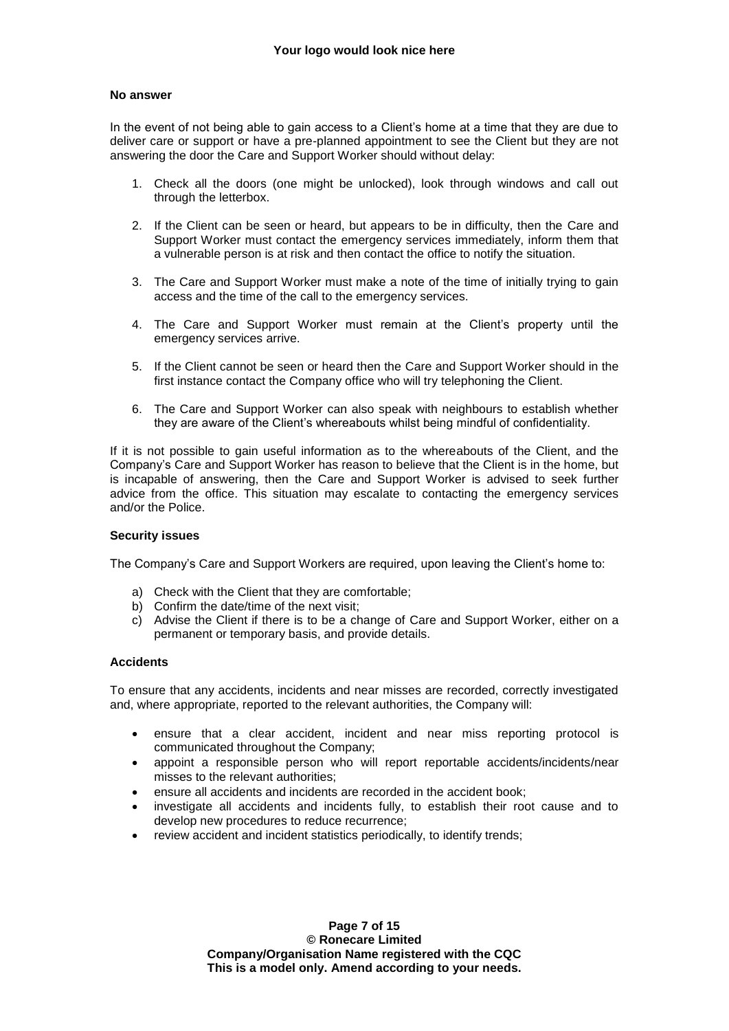### No answer

In the event of not being able to gain access to a Client's home at a time that they are due to deliver care or support or have a pre-planned appointment to see the Client but they are not answering the door the Care and Support Worker should without delay:

1. Check all the doors (one might be unlocked), look through windows and call out through the letterbox.
2. If the Client can be seen or heard, but appears to be in difficulty, then the Care and Support Worker must contact the emergency services immediately, inform them that a vulnerable person is at risk and then contact the office to notify the situation.
3. The Care and Support Worker must make a note of the time of initially trying to gain access and the time of the call to the emergency services.
4. The Care and Support Worker must remain at the Client's property until the emergency services arrive.
5. If the Client cannot be seen or heard then the Care and Support Worker should in the first instance contact the Company office who will try telephoning the Client.
6. The Care and Support Worker can also speak with neighbours to establish whether they are aware of the Client's whereabouts whilst being mindful of confidentiality.

If it is not possible to gain useful information as to the whereabouts of the Client, and the Company's Care and Support Worker has reason to believe that the Client is in the home, but is incapable of answering, then the Care and Support Worker is advised to seek further advice from the office. This situation may escalate to contacting the emergency services and/or the Police.

### Security issues

The Company's Care and Support Workers are required, upon leaving the Client's home to:

a) Check with the Client that they are comfortable;
b) Confirm the date/time of the next visit;
c) Advise the Client if there is to be a change of Care and Support Worker, either on a permanent or temporary basis, and provide details.

### Accidents

To ensure that any accidents, incidents and near misses are recorded, correctly investigated and, where appropriate, reported to the relevant authorities, the Company will:

- ensure that a clear accident, incident and near miss reporting protocol is communicated throughout the Company;
- appoint a responsible person who will report reportable accidents/incidents/near misses to the relevant authorities;
- ensure all accidents and incidents are recorded in the accident book;
- investigate all accidents and incidents fully, to establish their root cause and to develop new procedures to reduce recurrence;
- review accident and incident statistics periodically, to identify trends;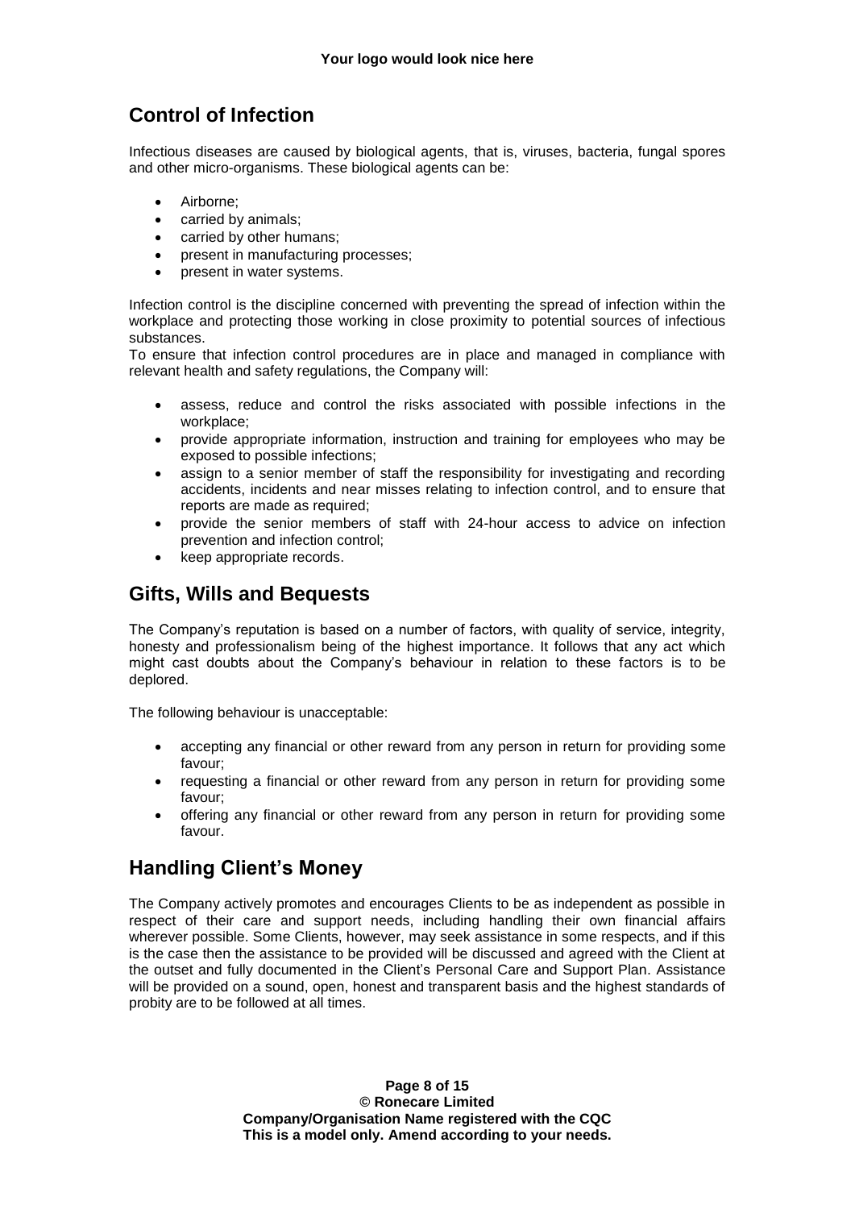## Control of Infection

Infectious diseases are caused by biological agents, that is, viruses, bacteria, fungal spores and other micro-organisms. These biological agents can be:

- Airborne;
- carried by animals;
- carried by other humans;
- present in manufacturing processes;
- present in water systems.

Infection control is the discipline concerned with preventing the spread of infection within the workplace and protecting those working in close proximity to potential sources of infectious substances.

To ensure that infection control procedures are in place and managed in compliance with relevant health and safety regulations, the Company will:

- assess, reduce and control the risks associated with possible infections in the workplace;
- provide appropriate information, instruction and training for employees who may be exposed to possible infections;
- assign to a senior member of staff the responsibility for investigating and recording accidents, incidents and near misses relating to infection control, and to ensure that reports are made as required;
- provide the senior members of staff with 24-hour access to advice on infection prevention and infection control;
- keep appropriate records.

## Gifts, Wills and Bequests

The Company's reputation is based on a number of factors, with quality of service, integrity, honesty and professionalism being of the highest importance. It follows that any act which might cast doubts about the Company's behaviour in relation to these factors is to be deplored.

The following behaviour is unacceptable:

- accepting any financial or other reward from any person in return for providing some favour;
- requesting a financial or other reward from any person in return for providing some favour;
- offering any financial or other reward from any person in return for providing some favour.

## Handling Client's Money

The Company actively promotes and encourages Clients to be as independent as possible in respect of their care and support needs, including handling their own financial affairs wherever possible. Some Clients, however, may seek assistance in some respects, and if this is the case then the assistance to be provided will be discussed and agreed with the Client at the outset and fully documented in the Client's Personal Care and Support Plan. Assistance will be provided on a sound, open, honest and transparent basis and the highest standards of probity are to be followed at all times.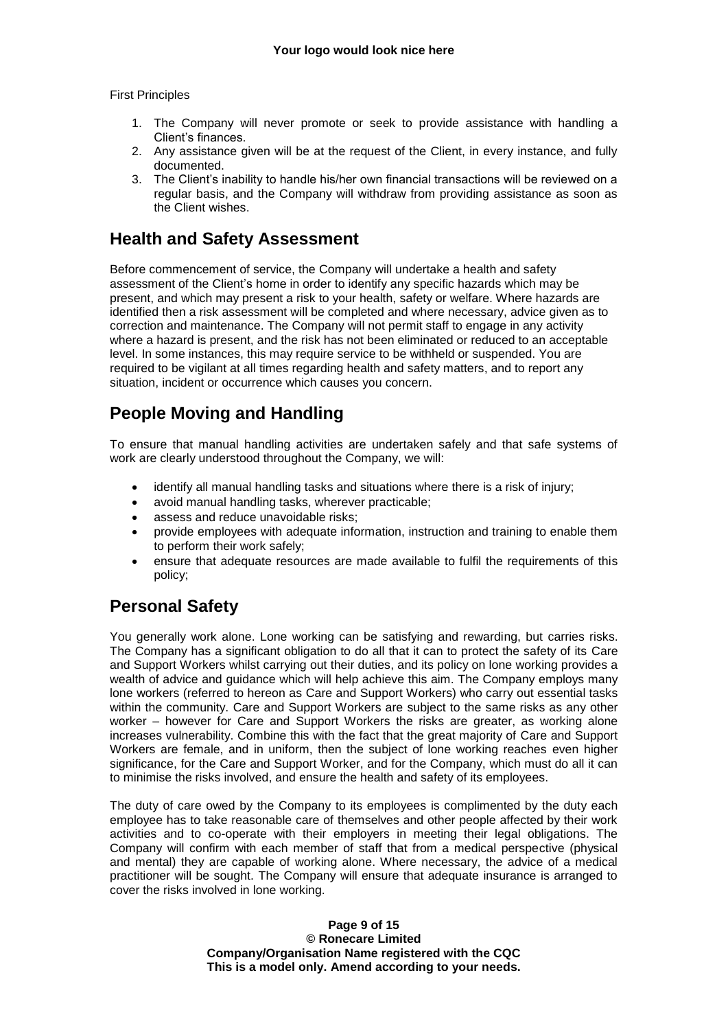First Principles

1. The Company will never promote or seek to provide assistance with handling a Client's finances.
2. Any assistance given will be at the request of the Client, in every instance, and fully documented.
3. The Client's inability to handle his/her own financial transactions will be reviewed on a regular basis, and the Company will withdraw from providing assistance as soon as the Client wishes.

## Health and Safety Assessment

Before commencement of service, the Company will undertake a health and safety assessment of the Client's home in order to identify any specific hazards which may be present, and which may present a risk to your health, safety or welfare. Where hazards are identified then a risk assessment will be completed and where necessary, advice given as to correction and maintenance. The Company will not permit staff to engage in any activity where a hazard is present, and the risk has not been eliminated or reduced to an acceptable level. In some instances, this may require service to be withheld or suspended. You are required to be vigilant at all times regarding health and safety matters, and to report any situation, incident or occurrence which causes you concern.

## People Moving and Handling

To ensure that manual handling activities are undertaken safely and that safe systems of work are clearly understood throughout the Company, we will:

- identify all manual handling tasks and situations where there is a risk of injury;
- avoid manual handling tasks, wherever practicable;
- assess and reduce unavoidable risks;
- provide employees with adequate information, instruction and training to enable them to perform their work safely;
- ensure that adequate resources are made available to fulfil the requirements of this policy;

## Personal Safety

You generally work alone. Lone working can be satisfying and rewarding, but carries risks. The Company has a significant obligation to do all that it can to protect the safety of its Care and Support Workers whilst carrying out their duties, and its policy on lone working provides a wealth of advice and guidance which will help achieve this aim. The Company employs many lone workers (referred to hereon as Care and Support Workers) who carry out essential tasks within the community. Care and Support Workers are subject to the same risks as any other worker – however for Care and Support Workers the risks are greater, as working alone increases vulnerability. Combine this with the fact that the great majority of Care and Support Workers are female, and in uniform, then the subject of lone working reaches even higher significance, for the Care and Support Worker, and for the Company, which must do all it can to minimise the risks involved, and ensure the health and safety of its employees.

The duty of care owed by the Company to its employees is complimented by the duty each employee has to take reasonable care of themselves and other people affected by their work activities and to co-operate with their employers in meeting their legal obligations. The Company will confirm with each member of staff that from a medical perspective (physical and mental) they are capable of working alone. Where necessary, the advice of a medical practitioner will be sought. The Company will ensure that adequate insurance is arranged to cover the risks involved in lone working.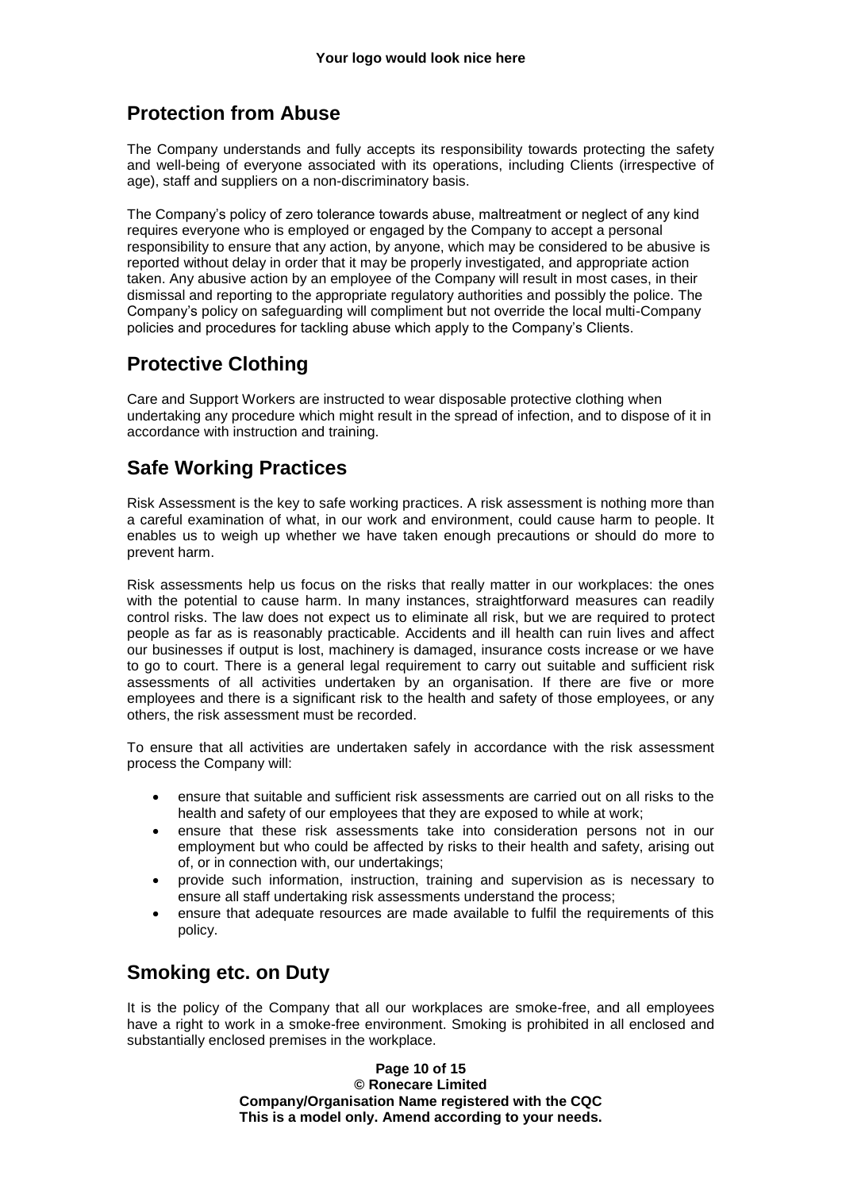## Protection from Abuse

The Company understands and fully accepts its responsibility towards protecting the safety and well-being of everyone associated with its operations, including Clients (irrespective of age), staff and suppliers on a non-discriminatory basis.

The Company's policy of zero tolerance towards abuse, maltreatment or neglect of any kind requires everyone who is employed or engaged by the Company to accept a personal responsibility to ensure that any action, by anyone, which may be considered to be abusive is reported without delay in order that it may be properly investigated, and appropriate action taken. Any abusive action by an employee of the Company will result in most cases, in their dismissal and reporting to the appropriate regulatory authorities and possibly the police. The Company's policy on safeguarding will compliment but not override the local multi-Company policies and procedures for tackling abuse which apply to the Company's Clients.

## Protective Clothing

Care and Support Workers are instructed to wear disposable protective clothing when undertaking any procedure which might result in the spread of infection, and to dispose of it in accordance with instruction and training.

## Safe Working Practices

Risk Assessment is the key to safe working practices. A risk assessment is nothing more than a careful examination of what, in our work and environment, could cause harm to people. It enables us to weigh up whether we have taken enough precautions or should do more to prevent harm.

Risk assessments help us focus on the risks that really matter in our workplaces: the ones with the potential to cause harm. In many instances, straightforward measures can readily control risks. The law does not expect us to eliminate all risk, but we are required to protect people as far as is reasonably practicable. Accidents and ill health can ruin lives and affect our businesses if output is lost, machinery is damaged, insurance costs increase or we have to go to court. There is a general legal requirement to carry out suitable and sufficient risk assessments of all activities undertaken by an organisation. If there are five or more employees and there is a significant risk to the health and safety of those employees, or any others, the risk assessment must be recorded.

To ensure that all activities are undertaken safely in accordance with the risk assessment process the Company will:

- ensure that suitable and sufficient risk assessments are carried out on all risks to the health and safety of our employees that they are exposed to while at work;
- ensure that these risk assessments take into consideration persons not in our employment but who could be affected by risks to their health and safety, arising out of, or in connection with, our undertakings;
- provide such information, instruction, training and supervision as is necessary to ensure all staff undertaking risk assessments understand the process;
- ensure that adequate resources are made available to fulfil the requirements of this policy.

## Smoking etc. on Duty

It is the policy of the Company that all our workplaces are smoke-free, and all employees have a right to work in a smoke-free environment. Smoking is prohibited in all enclosed and substantially enclosed premises in the workplace.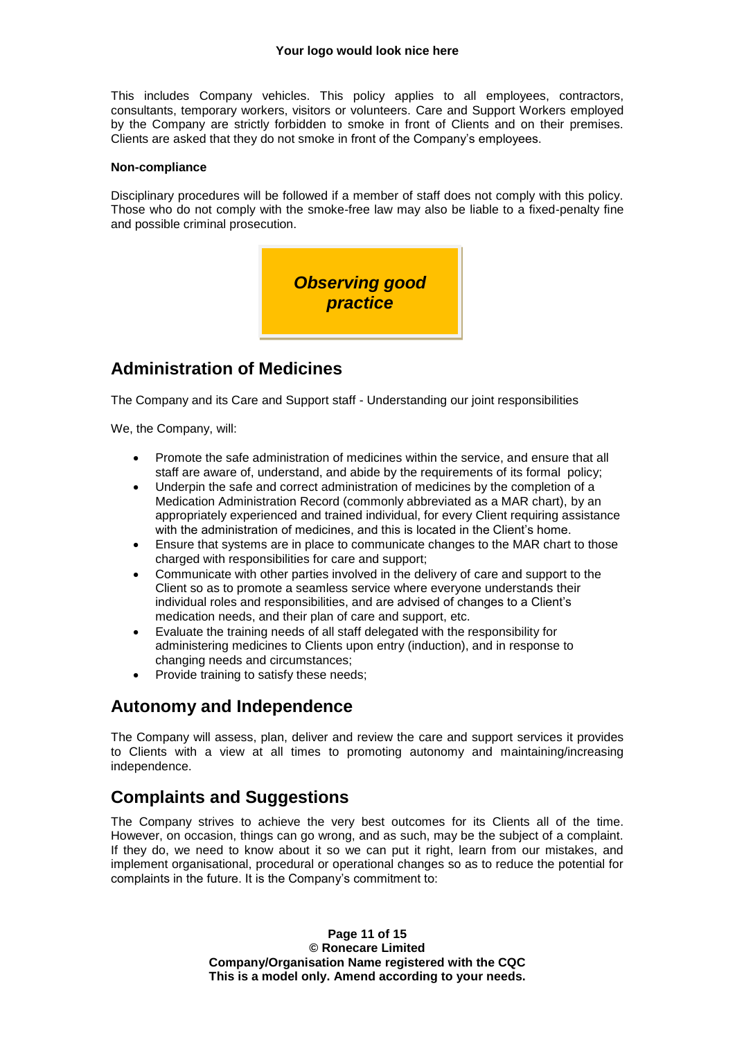This includes Company vehicles. This policy applies to all employees, contractors, consultants, temporary workers, visitors or volunteers. Care and Support Workers employed by the Company are strictly forbidden to smoke in front of Clients and on their premises. Clients are asked that they do not smoke in front of the Company's employees.

**Non-compliance**

Disciplinary procedures will be followed if a member of staff does not comply with this policy. Those who do not comply with the smoke-free law may also be liable to a fixed-penalty fine and possible criminal prosecution.

***Observing good practice***

## Administration of Medicines

The Company and its Care and Support staff - Understanding our joint responsibilities

We, the Company, will:

- Promote the safe administration of medicines within the service, and ensure that all staff are aware of, understand, and abide by the requirements of its formal policy;
- Underpin the safe and correct administration of medicines by the completion of a Medication Administration Record (commonly abbreviated as a MAR chart), by an appropriately experienced and trained individual, for every Client requiring assistance with the administration of medicines, and this is located in the Client's home.
- Ensure that systems are in place to communicate changes to the MAR chart to those charged with responsibilities for care and support;
- Communicate with other parties involved in the delivery of care and support to the Client so as to promote a seamless service where everyone understands their individual roles and responsibilities, and are advised of changes to a Client's medication needs, and their plan of care and support, etc.
- Evaluate the training needs of all staff delegated with the responsibility for administering medicines to Clients upon entry (induction), and in response to changing needs and circumstances;
- Provide training to satisfy these needs;

## Autonomy and Independence

The Company will assess, plan, deliver and review the care and support services it provides to Clients with a view at all times to promoting autonomy and maintaining/increasing independence.

## Complaints and Suggestions

The Company strives to achieve the very best outcomes for its Clients all of the time. However, on occasion, things can go wrong, and as such, may be the subject of a complaint. If they do, we need to know about it so we can put it right, learn from our mistakes, and implement organisational, procedural or operational changes so as to reduce the potential for complaints in the future. It is the Company's commitment to: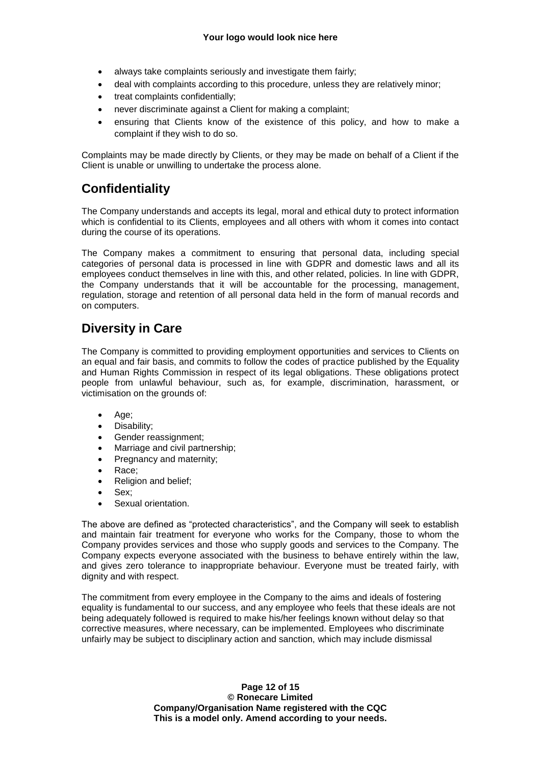- always take complaints seriously and investigate them fairly;
- deal with complaints according to this procedure, unless they are relatively minor;
- treat complaints confidentially;
- never discriminate against a Client for making a complaint;
- ensuring that Clients know of the existence of this policy, and how to make a complaint if they wish to do so.

Complaints may be made directly by Clients, or they may be made on behalf of a Client if the Client is unable or unwilling to undertake the process alone.

## Confidentiality

The Company understands and accepts its legal, moral and ethical duty to protect information which is confidential to its Clients, employees and all others with whom it comes into contact during the course of its operations.

The Company makes a commitment to ensuring that personal data, including special categories of personal data is processed in line with GDPR and domestic laws and all its employees conduct themselves in line with this, and other related, policies. In line with GDPR, the Company understands that it will be accountable for the processing, management, regulation, storage and retention of all personal data held in the form of manual records and on computers.

## Diversity in Care

The Company is committed to providing employment opportunities and services to Clients on an equal and fair basis, and commits to follow the codes of practice published by the Equality and Human Rights Commission in respect of its legal obligations. These obligations protect people from unlawful behaviour, such as, for example, discrimination, harassment, or victimisation on the grounds of:

- Age;
- Disability;
- Gender reassignment;
- Marriage and civil partnership;
- Pregnancy and maternity;
- Race;
- Religion and belief;
- Sex;
- Sexual orientation.

The above are defined as "protected characteristics", and the Company will seek to establish and maintain fair treatment for everyone who works for the Company, those to whom the Company provides services and those who supply goods and services to the Company. The Company expects everyone associated with the business to behave entirely within the law, and gives zero tolerance to inappropriate behaviour. Everyone must be treated fairly, with dignity and with respect.

The commitment from every employee in the Company to the aims and ideals of fostering equality is fundamental to our success, and any employee who feels that these ideals are not being adequately followed is required to make his/her feelings known without delay so that corrective measures, where necessary, can be implemented. Employees who discriminate unfairly may be subject to disciplinary action and sanction, which may include dismissal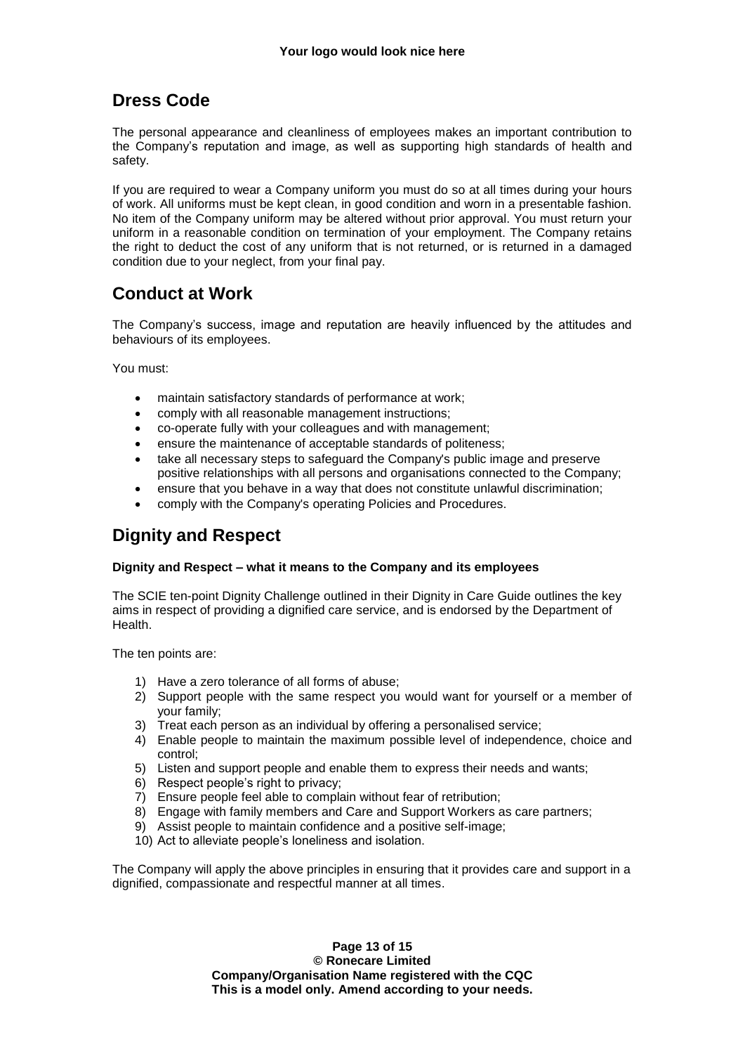## Dress Code

The personal appearance and cleanliness of employees makes an important contribution to the Company's reputation and image, as well as supporting high standards of health and safety.

If you are required to wear a Company uniform you must do so at all times during your hours of work. All uniforms must be kept clean, in good condition and worn in a presentable fashion. No item of the Company uniform may be altered without prior approval. You must return your uniform in a reasonable condition on termination of your employment. The Company retains the right to deduct the cost of any uniform that is not returned, or is returned in a damaged condition due to your neglect, from your final pay.

## Conduct at Work

The Company's success, image and reputation are heavily influenced by the attitudes and behaviours of its employees.

You must:

- maintain satisfactory standards of performance at work;
- comply with all reasonable management instructions;
- co-operate fully with your colleagues and with management;
- ensure the maintenance of acceptable standards of politeness;
- take all necessary steps to safeguard the Company's public image and preserve positive relationships with all persons and organisations connected to the Company;
- ensure that you behave in a way that does not constitute unlawful discrimination;
- comply with the Company's operating Policies and Procedures.

## Dignity and Respect

**Dignity and Respect – what it means to the Company and its employees**

The SCIE ten-point Dignity Challenge outlined in their Dignity in Care Guide outlines the key aims in respect of providing a dignified care service, and is endorsed by the Department of Health.

The ten points are:

1) Have a zero tolerance of all forms of abuse;
2) Support people with the same respect you would want for yourself or a member of your family;
3) Treat each person as an individual by offering a personalised service;
4) Enable people to maintain the maximum possible level of independence, choice and control;
5) Listen and support people and enable them to express their needs and wants;
6) Respect people's right to privacy;
7) Ensure people feel able to complain without fear of retribution;
8) Engage with family members and Care and Support Workers as care partners;
9) Assist people to maintain confidence and a positive self-image;
10) Act to alleviate people's loneliness and isolation.

The Company will apply the above principles in ensuring that it provides care and support in a dignified, compassionate and respectful manner at all times.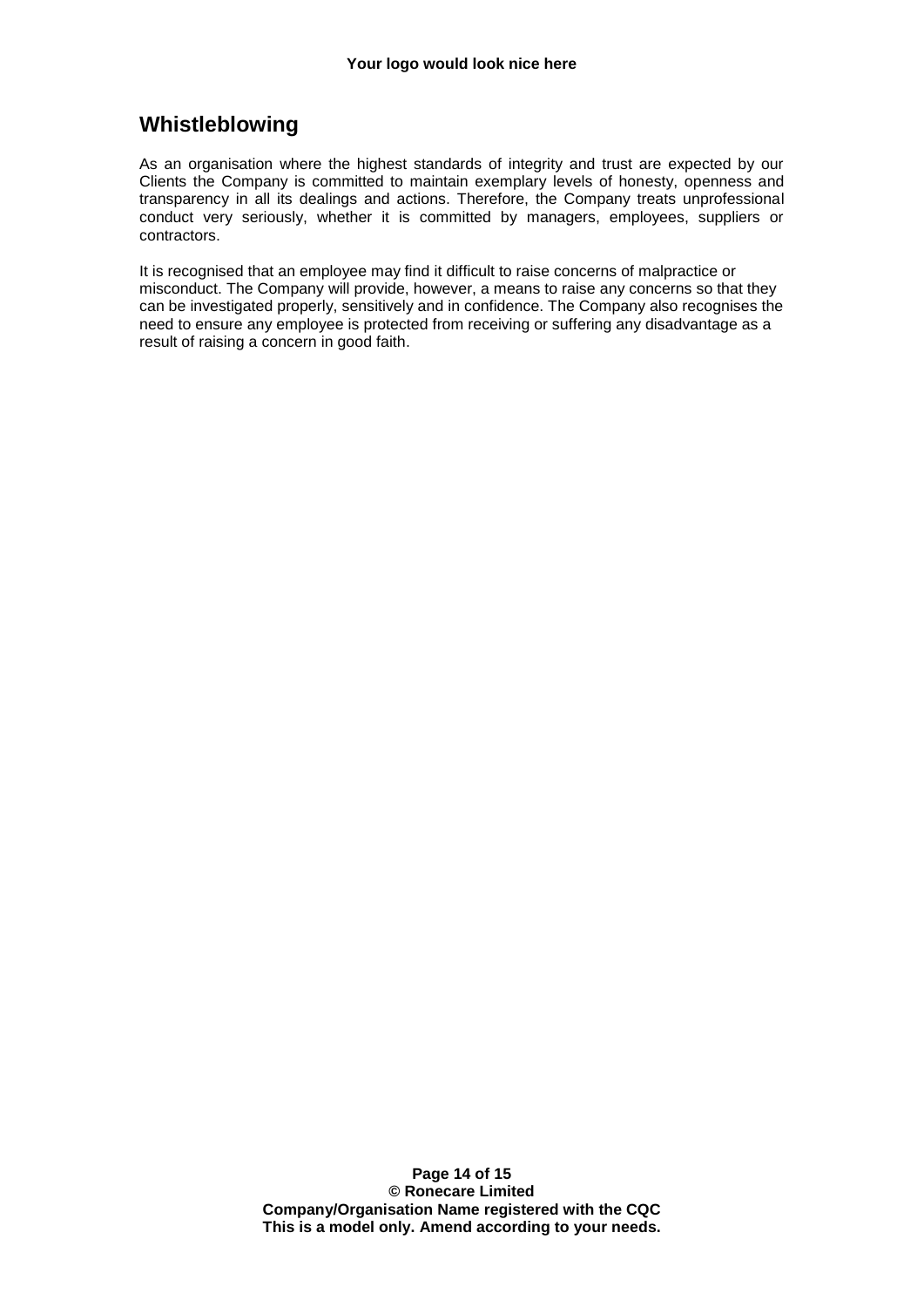## Whistleblowing

As an organisation where the highest standards of integrity and trust are expected by our Clients the Company is committed to maintain exemplary levels of honesty, openness and transparency in all its dealings and actions. Therefore, the Company treats unprofessional conduct very seriously, whether it is committed by managers, employees, suppliers or contractors.

It is recognised that an employee may find it difficult to raise concerns of malpractice or misconduct. The Company will provide, however, a means to raise any concerns so that they can be investigated properly, sensitively and in confidence. The Company also recognises the need to ensure any employee is protected from receiving or suffering any disadvantage as a result of raising a concern in good faith.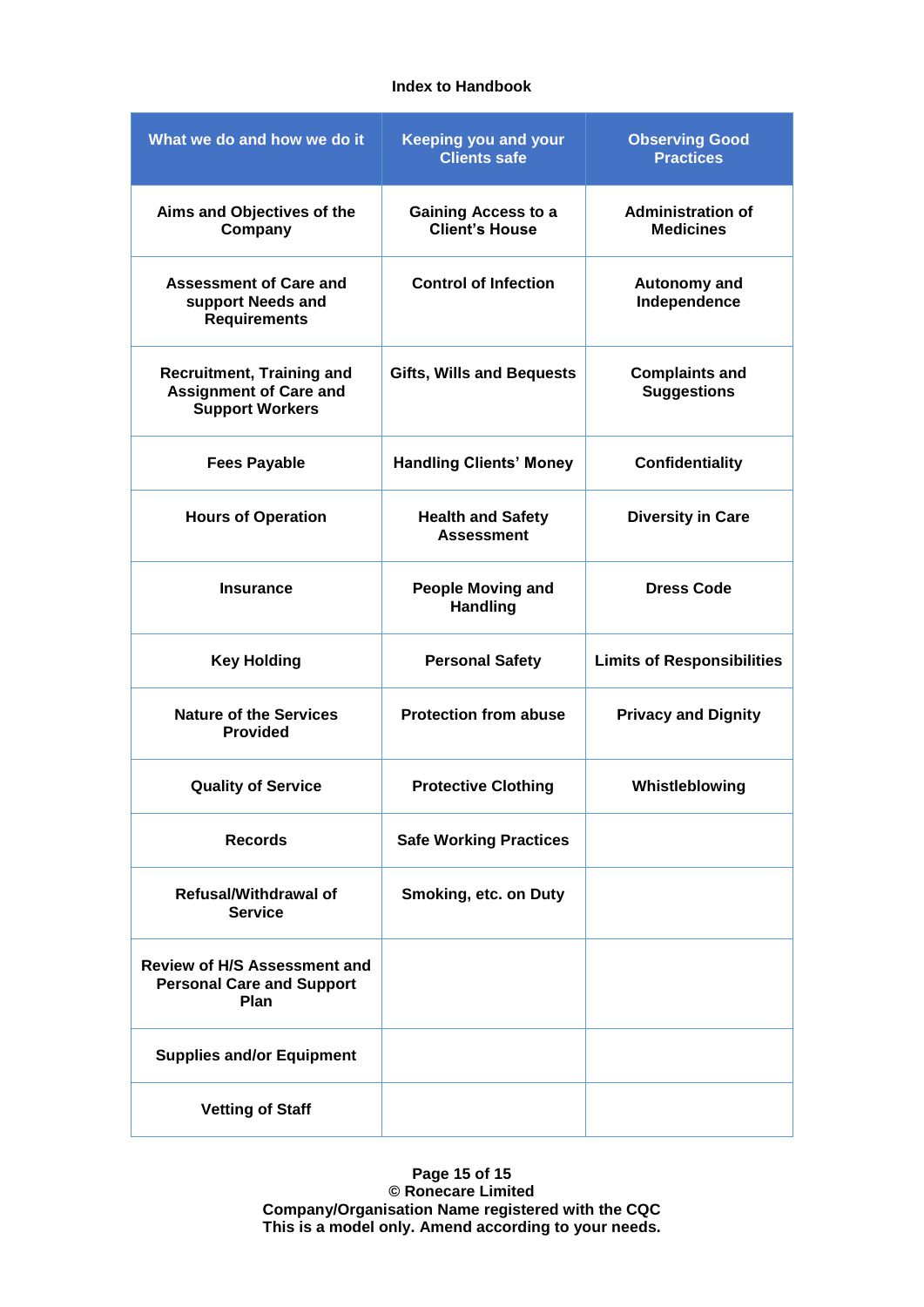# Index to Handbook

| What we do and how we do it | Keeping you and your Clients safe | Observing Good Practices |
|---|---|---|
| Aims and Objectives of the Company | Gaining Access to a Client's House | Administration of Medicines |
| Assessment of Care and support Needs and Requirements | Control of Infection | Autonomy and Independence |
| Recruitment, Training and Assignment of Care and Support Workers | Gifts, Wills and Bequests | Complaints and Suggestions |
| Fees Payable | Handling Clients' Money | Confidentiality |
| Hours of Operation | Health and Safety Assessment | Diversity in Care |
| Insurance | People Moving and Handling | Dress Code |
| Key Holding | Personal Safety | Limits of Responsibilities |
| Nature of the Services Provided | Protection from abuse | Privacy and Dignity |
| Quality of Service | Protective Clothing | Whistleblowing |
| Records | Safe Working Practices | |
| Refusal/Withdrawal of Service | Smoking, etc. on Duty | |
| Review of H/S Assessment and Personal Care and Support Plan | | |
| Supplies and/or Equipment | | |
| Vetting of Staff | | |

© Ronecare Limited
Company/Organisation Name registered with the CQC
This is a model only. Amend according to your needs.